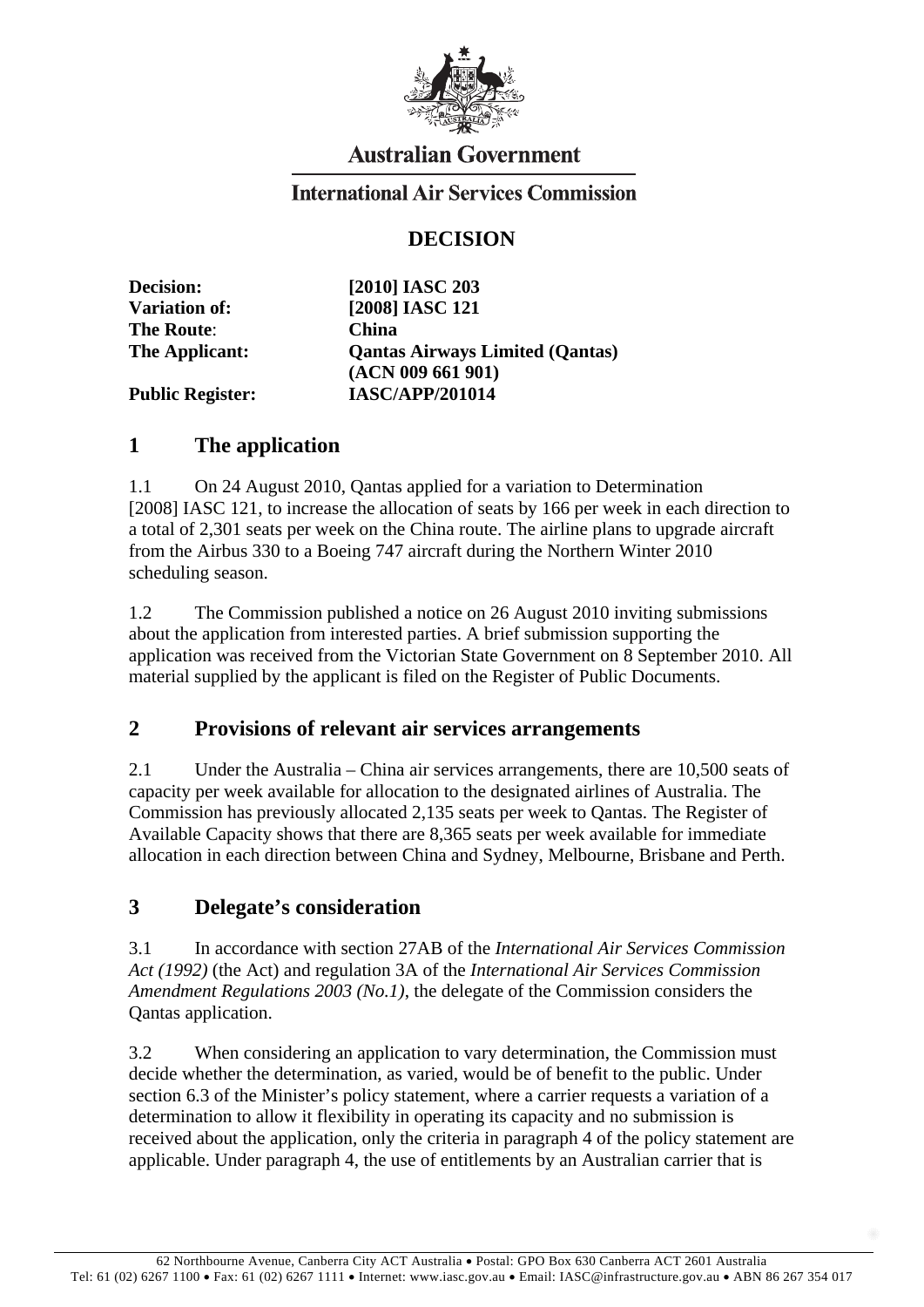Australian Government

International Air Services Commission

# DECISION

**Decision:** **[2010] IASC 203**
**Variation of:** **[2008] IASC 121**
**The Route:** **China**
**The Applicant:** **Qantas Airways Limited (Qantas) (ACN 009 661 901)**
**Public Register:** **IASC/APP/201014**

## 1 The application

1.1 On 24 August 2010, Qantas applied for a variation to Determination [2008] IASC 121, to increase the allocation of seats by 166 per week in each direction to a total of 2,301 seats per week on the China route. The airline plans to upgrade aircraft from the Airbus 330 to a Boeing 747 aircraft during the Northern Winter 2010 scheduling season.

1.2 The Commission published a notice on 26 August 2010 inviting submissions about the application from interested parties. A brief submission supporting the application was received from the Victorian State Government on 8 September 2010. All material supplied by the applicant is filed on the Register of Public Documents.

## 2 Provisions of relevant air services arrangements

2.1 Under the Australia – China air services arrangements, there are 10,500 seats of capacity per week available for allocation to the designated airlines of Australia. The Commission has previously allocated 2,135 seats per week to Qantas. The Register of Available Capacity shows that there are 8,365 seats per week available for immediate allocation in each direction between China and Sydney, Melbourne, Brisbane and Perth.

## 3 Delegate's consideration

3.1 In accordance with section 27AB of the *International Air Services Commission Act (1992)* (the Act) and regulation 3A of the *International Air Services Commission Amendment Regulations 2003 (No.1)*, the delegate of the Commission considers the Qantas application.

3.2 When considering an application to vary determination, the Commission must decide whether the determination, as varied, would be of benefit to the public. Under section 6.3 of the Minister's policy statement, where a carrier requests a variation of a determination to allow it flexibility in operating its capacity and no submission is received about the application, only the criteria in paragraph 4 of the policy statement are applicable. Under paragraph 4, the use of entitlements by an Australian carrier that is

62 Northbourne Avenue, Canberra City ACT Australia • Postal: GPO Box 630 Canberra ACT 2601 Australia
Tel: 61 (02) 6267 1100 • Fax: 61 (02) 6267 1111 • Internet: www.iasc.gov.au • Email: IASC@infrastructure.gov.au • ABN 86 267 354 017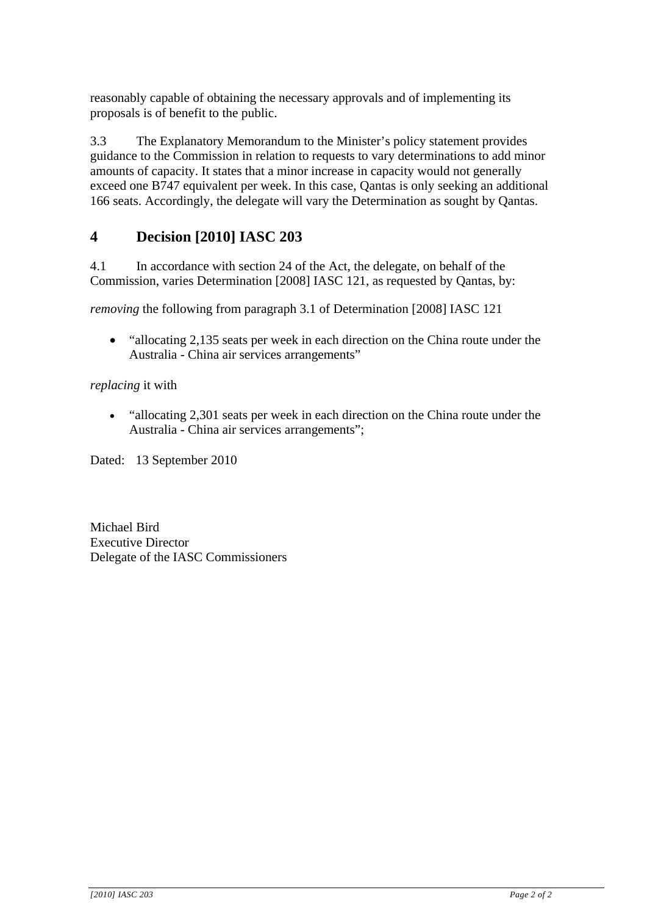reasonably capable of obtaining the necessary approvals and of implementing its proposals is of benefit to the public.

3.3 The Explanatory Memorandum to the Minister's policy statement provides guidance to the Commission in relation to requests to vary determinations to add minor amounts of capacity. It states that a minor increase in capacity would not generally exceed one B747 equivalent per week. In this case, Qantas is only seeking an additional 166 seats. Accordingly, the delegate will vary the Determination as sought by Qantas.

## 4 Decision [2010] IASC 203

4.1 In accordance with section 24 of the Act, the delegate, on behalf of the Commission, varies Determination [2008] IASC 121, as requested by Qantas, by:

*removing* the following from paragraph 3.1 of Determination [2008] IASC 121

- "allocating 2,135 seats per week in each direction on the China route under the Australia - China air services arrangements"

*replacing* it with

- "allocating 2,301 seats per week in each direction on the China route under the Australia - China air services arrangements";

Dated: 13 September 2010

Michael Bird
Executive Director
Delegate of the IASC Commissioners